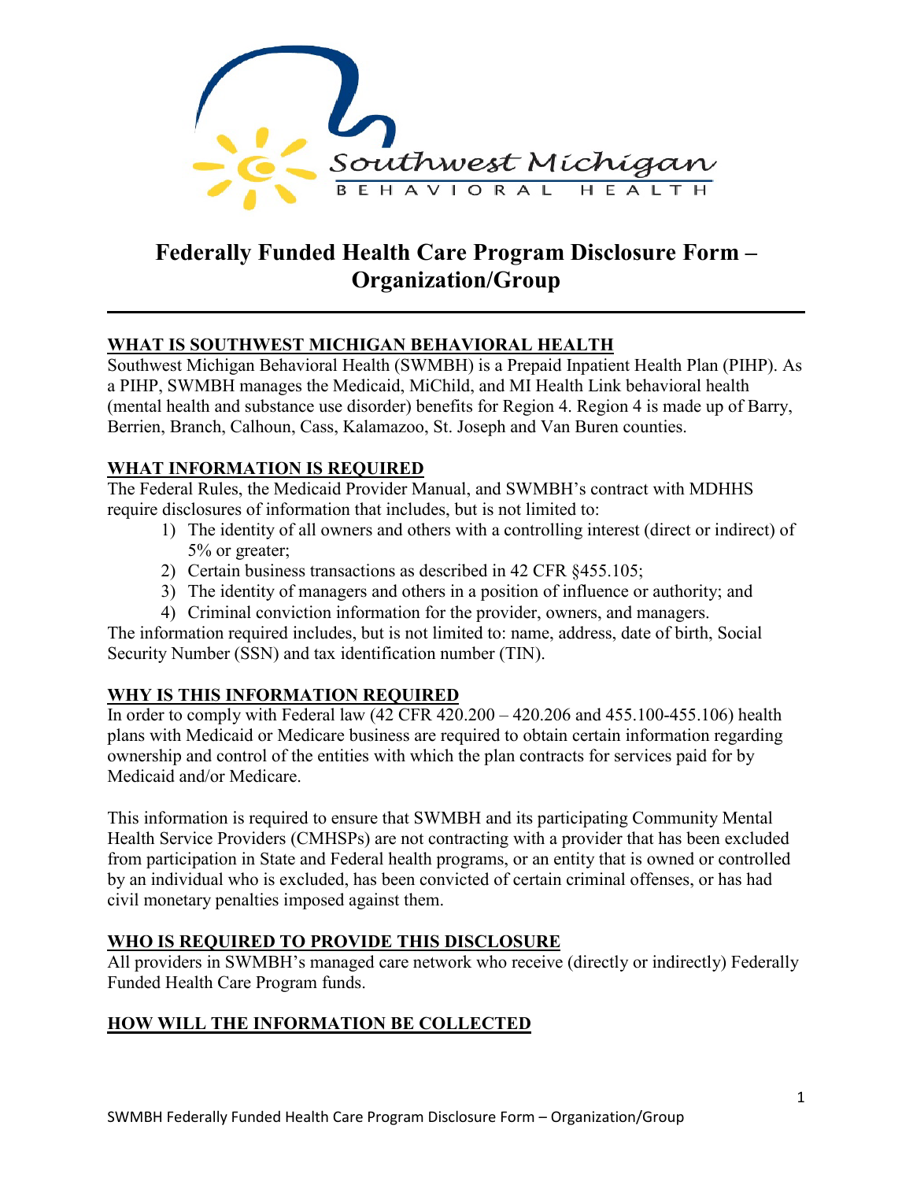# Federally Funded Health Care Program Disclosure Form – Organization/Group

## WHAT IS SOUTHWEST MICHIGAN BEHAVIORAL HEALTH

Southwest Michigan Behavioral Health (SWMBH) is a Prepaid Inpatient Health Plan (PIHP). As a PIHP, SWMBH manages the Medicaid, MiChild, and MI Health Link behavioral health (mental health and substance use disorder) benefits for Region 4. Region 4 is made up of Barry, Berrien, Branch, Calhoun, Cass, Kalamazoo, St. Joseph and Van Buren counties.

## WHAT INFORMATION IS REQUIRED

The Federal Rules, the Medicaid Provider Manual, and SWMBH's contract with MDHHS require disclosures of information that includes, but is not limited to:

1) The identity of all owners and others with a controlling interest (direct or indirect) of 5% or greater;
2) Certain business transactions as described in 42 CFR §455.105;
3) The identity of managers and others in a position of influence or authority; and
4) Criminal conviction information for the provider, owners, and managers.

The information required includes, but is not limited to: name, address, date of birth, Social Security Number (SSN) and tax identification number (TIN).

## WHY IS THIS INFORMATION REQUIRED

In order to comply with Federal law (42 CFR 420.200 – 420.206 and 455.100-455.106) health plans with Medicaid or Medicare business are required to obtain certain information regarding ownership and control of the entities with which the plan contracts for services paid for by Medicaid and/or Medicare.

This information is required to ensure that SWMBH and its participating Community Mental Health Service Providers (CMHSPs) are not contracting with a provider that has been excluded from participation in State and Federal health programs, or an entity that is owned or controlled by an individual who is excluded, has been convicted of certain criminal offenses, or has had civil monetary penalties imposed against them.

## WHO IS REQUIRED TO PROVIDE THIS DISCLOSURE

All providers in SWMBH's managed care network who receive (directly or indirectly) Federally Funded Health Care Program funds.

## HOW WILL THE INFORMATION BE COLLECTED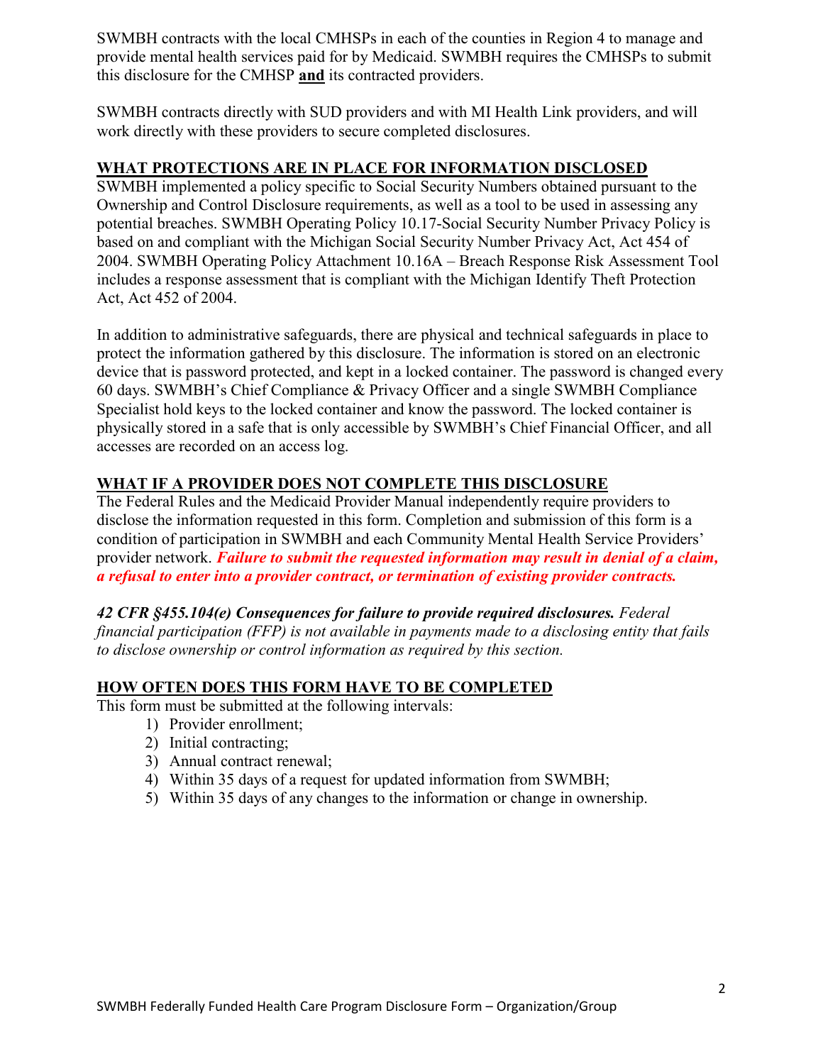SWMBH contracts with the local CMHSPs in each of the counties in Region 4 to manage and provide mental health services paid for by Medicaid. SWMBH requires the CMHSPs to submit this disclosure for the CMHSP **and** its contracted providers.

SWMBH contracts directly with SUD providers and with MI Health Link providers, and will work directly with these providers to secure completed disclosures.

## WHAT PROTECTIONS ARE IN PLACE FOR INFORMATION DISCLOSED

SWMBH implemented a policy specific to Social Security Numbers obtained pursuant to the Ownership and Control Disclosure requirements, as well as a tool to be used in assessing any potential breaches. SWMBH Operating Policy 10.17-Social Security Number Privacy Policy is based on and compliant with the Michigan Social Security Number Privacy Act, Act 454 of 2004. SWMBH Operating Policy Attachment 10.16A – Breach Response Risk Assessment Tool includes a response assessment that is compliant with the Michigan Identify Theft Protection Act, Act 452 of 2004.

In addition to administrative safeguards, there are physical and technical safeguards in place to protect the information gathered by this disclosure. The information is stored on an electronic device that is password protected, and kept in a locked container. The password is changed every 60 days. SWMBH's Chief Compliance & Privacy Officer and a single SWMBH Compliance Specialist hold keys to the locked container and know the password. The locked container is physically stored in a safe that is only accessible by SWMBH's Chief Financial Officer, and all accesses are recorded on an access log.

## WHAT IF A PROVIDER DOES NOT COMPLETE THIS DISCLOSURE

The Federal Rules and the Medicaid Provider Manual independently require providers to disclose the information requested in this form. Completion and submission of this form is a condition of participation in SWMBH and each Community Mental Health Service Providers' provider network. ***Failure to submit the requested information may result in denial of a claim, a refusal to enter into a provider contract, or termination of existing provider contracts.***

***42 CFR §455.104(e) Consequences for failure to provide required disclosures.*** *Federal financial participation (FFP) is not available in payments made to a disclosing entity that fails to disclose ownership or control information as required by this section.*

## HOW OFTEN DOES THIS FORM HAVE TO BE COMPLETED

This form must be submitted at the following intervals:

1) Provider enrollment;
2) Initial contracting;
3) Annual contract renewal;
4) Within 35 days of a request for updated information from SWMBH;
5) Within 35 days of any changes to the information or change in ownership.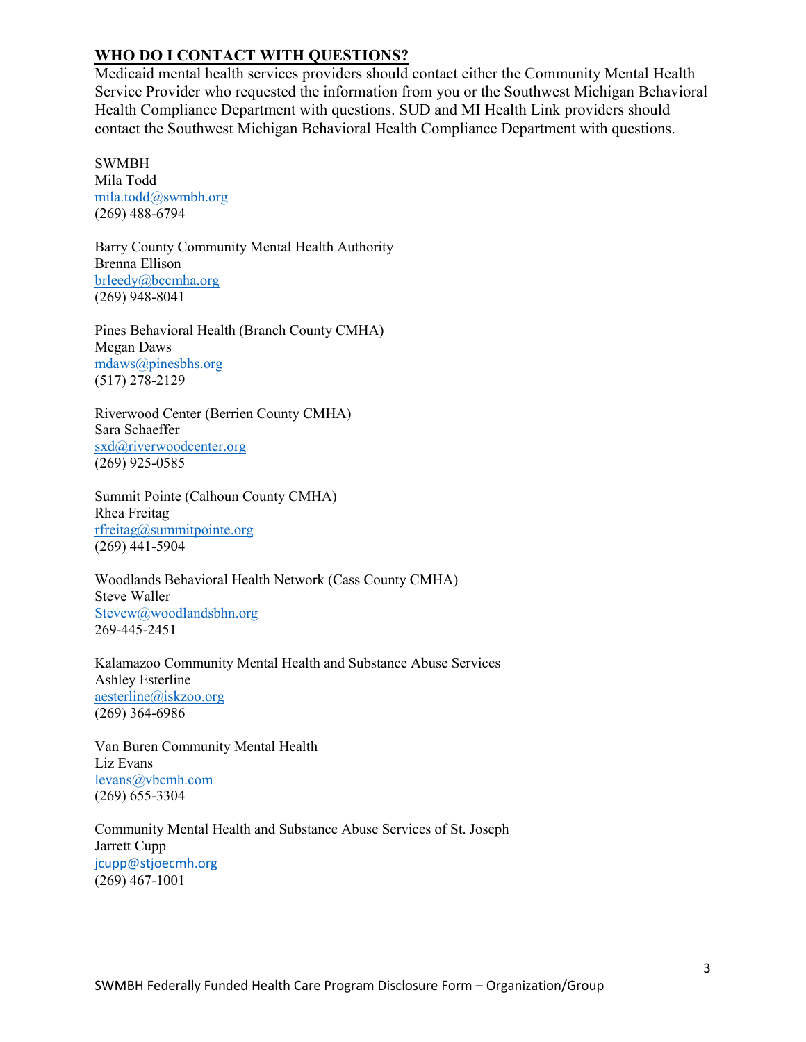## WHO DO I CONTACT WITH QUESTIONS?

Medicaid mental health services providers should contact either the Community Mental Health Service Provider who requested the information from you or the Southwest Michigan Behavioral Health Compliance Department with questions. SUD and MI Health Link providers should contact the Southwest Michigan Behavioral Health Compliance Department with questions.

SWMBH
Mila Todd
mila.todd@swmbh.org
(269) 488-6794

Barry County Community Mental Health Authority
Brenna Ellison
brleedy@bccmha.org
(269) 948-8041

Pines Behavioral Health (Branch County CMHA)
Megan Daws
mdaws@pinesbhs.org
(517) 278-2129

Riverwood Center (Berrien County CMHA)
Sara Schaeffer
sxd@riverwoodcenter.org
(269) 925-0585

Summit Pointe (Calhoun County CMHA)
Rhea Freitag
rfreitag@summitpointe.org
(269) 441-5904

Woodlands Behavioral Health Network (Cass County CMHA)
Steve Waller
Stevew@woodlandsbhn.org
269-445-2451

Kalamazoo Community Mental Health and Substance Abuse Services
Ashley Esterline
aesterline@iskzoo.org
(269) 364-6986

Van Buren Community Mental Health
Liz Evans
levans@vbcmh.com
(269) 655-3304

Community Mental Health and Substance Abuse Services of St. Joseph
Jarrett Cupp
jcupp@stjoecmh.org
(269) 467-1001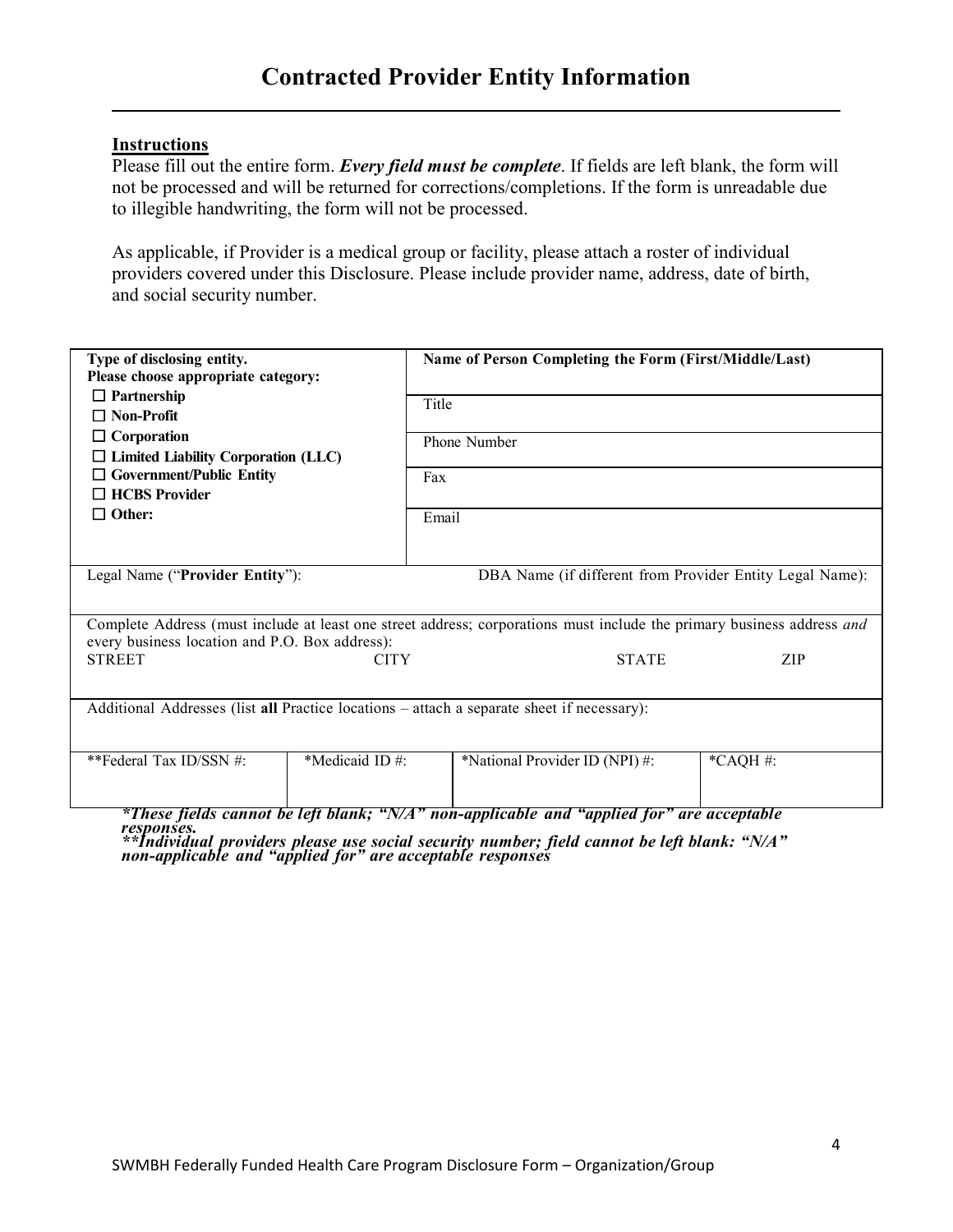# Contracted Provider Entity Information

**Instructions**

Please fill out the entire form. ***Every field must be complete***. If fields are left blank, the form will not be processed and will be returned for corrections/completions. If the form is unreadable due to illegible handwriting, the form will not be processed.

As applicable, if Provider is a medical group or facility, please attach a roster of individual providers covered under this Disclosure. Please include provider name, address, date of birth, and social security number.

| **Type of disclosing entity. Please choose appropriate category:** | **Name of Person Completing the Form (First/Middle/Last)** |
|---|---|
| ☐ **Partnership** ☐ **Non-Profit** | Title |
| ☐ **Corporation** ☐ **Limited Liability Corporation (LLC)** | Phone Number |
| ☐ **Government/Public Entity** ☐ **HCBS Provider** | Fax |
| ☐ **Other:** | Email |

| Legal Name ("**Provider Entity**"): | DBA Name (if different from Provider Entity Legal Name): |
|---|---|
| | |

| Complete Address (must include at least one street address; corporations must include the primary business address *and* every business location and P.O. Box address): | | | |
|---|---|---|---|
| STREET | CITY | STATE | ZIP |
| | | | |

| Additional Addresses (list **all** Practice locations – attach a separate sheet if necessary): |
|---|
| |

| **Federal Tax ID/SSN #: | *Medicaid ID #: | *National Provider ID (NPI) #: | *CAQH #: |
|---|---|---|---|
| | | | |

***These fields cannot be left blank; "N/A" non-applicable and "applied for" are acceptable responses.***

*****Individual providers please use social security number; field cannot be left blank: "N/A" non-applicable and "applied for" are acceptable responses***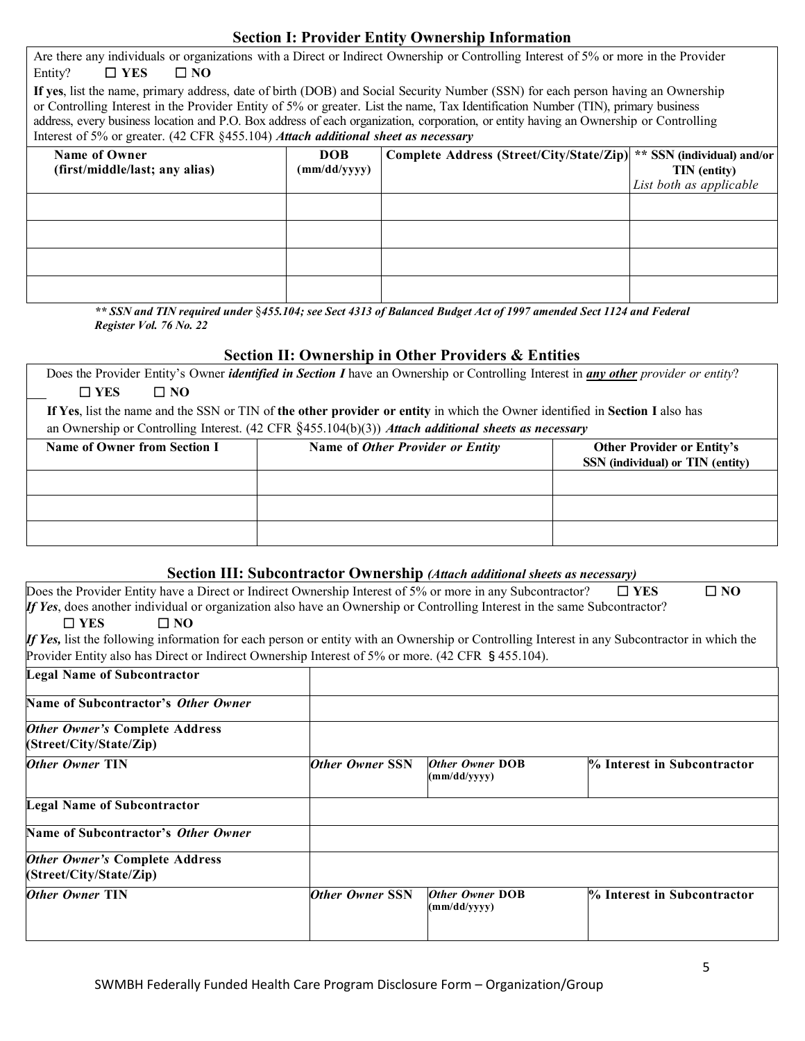## Section I: Provider Entity Ownership Information

Are there any individuals or organizations with a Direct or Indirect Ownership or Controlling Interest of 5% or more in the Provider Entity? ☐ **YES** ☐ **NO**

**If yes**, list the name, primary address, date of birth (DOB) and Social Security Number (SSN) for each person having an Ownership or Controlling Interest in the Provider Entity of 5% or greater. List the name, Tax Identification Number (TIN), primary business address, every business location and P.O. Box address of each organization, corporation, or entity having an Ownership or Controlling Interest of 5% or greater. (42 CFR §455.104) ***Attach additional sheet as necessary***

| **Name of Owner (first/middle/last; any alias)** | **DOB (mm/dd/yyyy)** | **Complete Address (Street/City/State/Zip)** | **\*\* SSN (individual) and/or TIN (entity)** *List both as applicable* |
|---|---|---|---|
| | | | |
| | | | |
| | | | |
| | | | |

***\*\* SSN and TIN required under §455.104; see Sect 4313 of Balanced Budget Act of 1997 amended Sect 1124 and Federal Register Vol. 76 No. 22***

## Section II: Ownership in Other Providers & Entities

Does the Provider Entity's Owner ***identified in Section I*** have an Ownership or Controlling Interest in ***any other*** *provider or entity*?
☐ **YES** ☐ **NO**

**If Yes**, list the name and the SSN or TIN of **the other provider or entity** in which the Owner identified in **Section I** also has an Ownership or Controlling Interest. (42 CFR §455.104(b)(3)) ***Attach additional sheets as necessary***

| **Name of Owner from Section I** | **Name of *Other Provider or Entity*** | **Other Provider or Entity's SSN (individual) or TIN (entity)** |
|---|---|---|
| | | |
| | | |
| | | |

## Section III: Subcontractor Ownership *(Attach additional sheets as necessary)*

Does the Provider Entity have a Direct or Indirect Ownership Interest of 5% or more in any Subcontractor? ☐ **YES** ☐ **NO**

***If Yes***, does another individual or organization also have an Ownership or Controlling Interest in the same Subcontractor?
☐ **YES** ☐ **NO**

***If Yes,*** list the following information for each person or entity with an Ownership or Controlling Interest in any Subcontractor in which the Provider Entity also has Direct or Indirect Ownership Interest of 5% or more. (42 CFR § 455.104).

| **Legal Name of Subcontractor** | | | |
|---|---|---|---|
| **Name of Subcontractor's *Other Owner*** | | | |
| ***Other Owner's* Complete Address (Street/City/State/Zip)** | | | |
| ***Other Owner* TIN** | ***Other Owner* SSN** | ***Other Owner* DOB (mm/dd/yyyy)** | **% Interest in Subcontractor** |
| **Legal Name of Subcontractor** | | | |
| **Name of Subcontractor's *Other Owner*** | | | |
| ***Other Owner's* Complete Address (Street/City/State/Zip)** | | | |
| ***Other Owner* TIN** | ***Other Owner* SSN** | ***Other Owner* DOB (mm/dd/yyyy)** | **% Interest in Subcontractor** |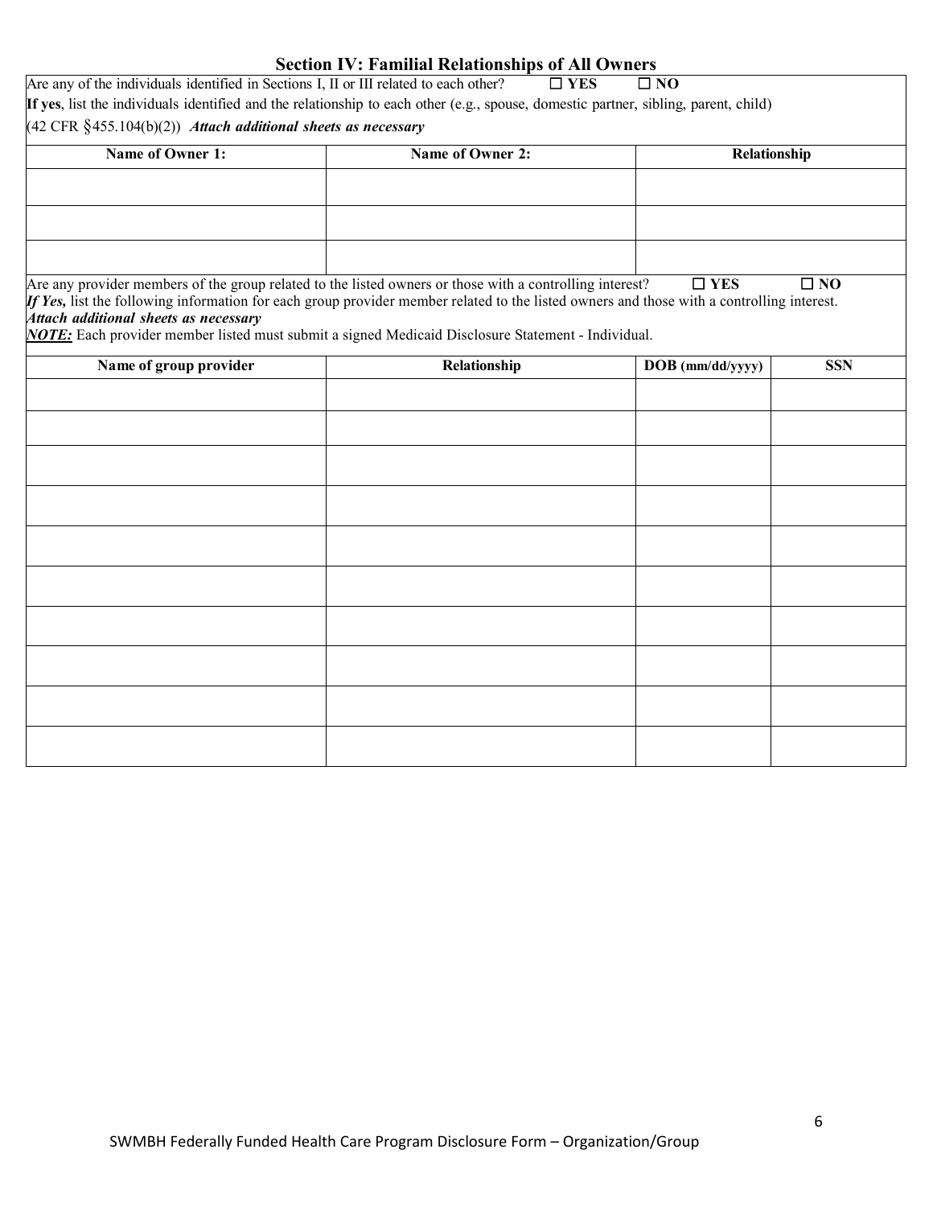## Section IV: Familial Relationships of All Owners

Are any of the individuals identified in Sections I, II or III related to each other? ☐ **YES** ☐ **NO**

**If yes**, list the individuals identified and the relationship to each other (e.g., spouse, domestic partner, sibling, parent, child)

(42 CFR §455.104(b)(2)) ***Attach additional sheets as necessary***

| Name of Owner 1: | Name of Owner 2: | Relationship |
|---|---|---|
| | | |
| | | |
| | | |

Are any provider members of the group related to the listed owners or those with a controlling interest? ☐ **YES** ☐ **NO**

***If Yes,*** list the following information for each group provider member related to the listed owners and those with a controlling interest.

***Attach additional sheets as necessary***

***NOTE:*** Each provider member listed must submit a signed Medicaid Disclosure Statement - Individual.

| Name of group provider | Relationship | DOB (mm/dd/yyyy) | SSN |
|---|---|---|---|
| | | | |
| | | | |
| | | | |
| | | | |
| | | | |
| | | | |
| | | | |
| | | | |
| | | | |
| | | | |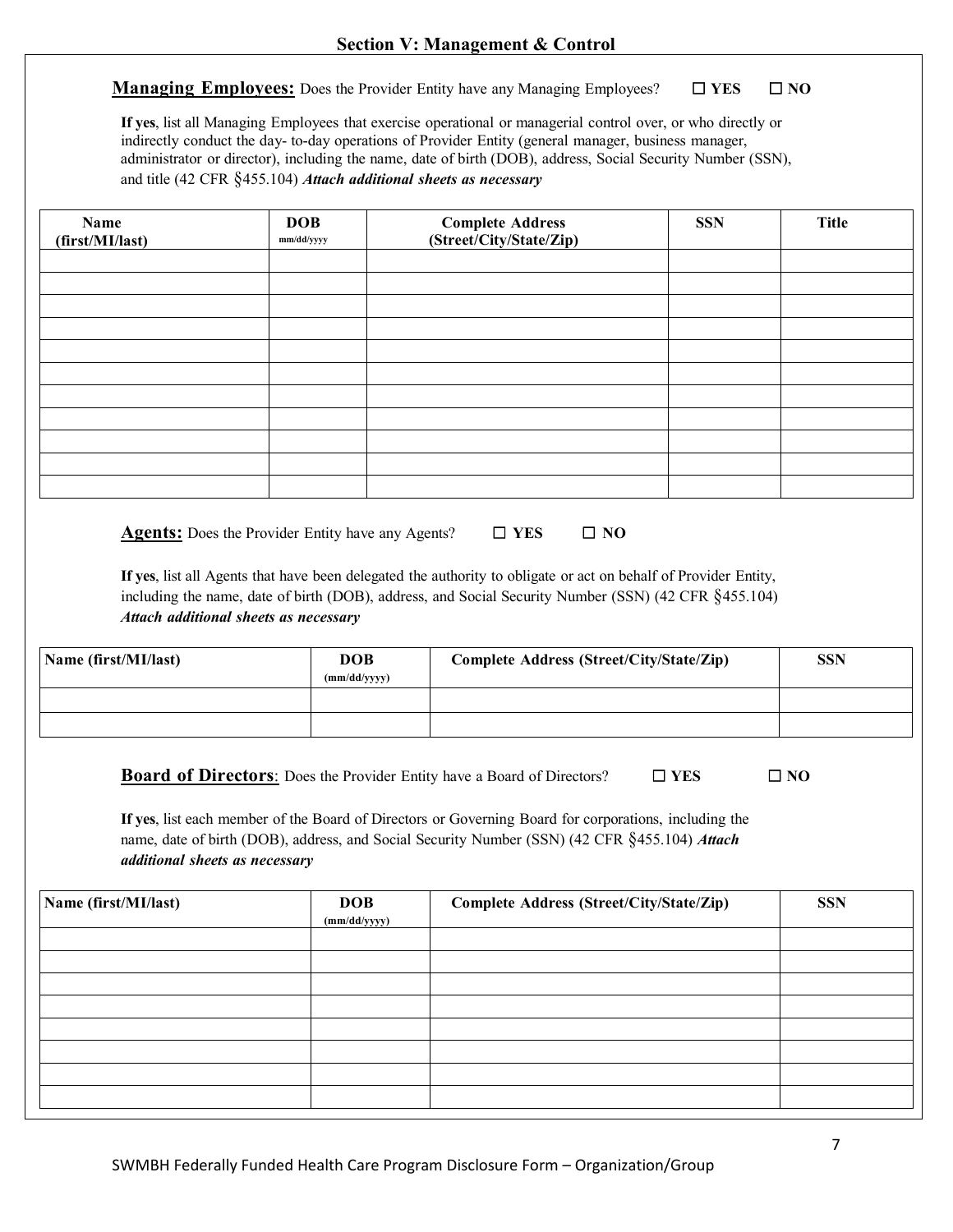## Section V: Management & Control

**Managing Employees:** Does the Provider Entity have any Managing Employees? ☐ **YES** ☐ **NO**

**If yes**, list all Managing Employees that exercise operational or managerial control over, or who directly or indirectly conduct the day- to-day operations of Provider Entity (general manager, business manager, administrator or director), including the name, date of birth (DOB), address, Social Security Number (SSN), and title (42 CFR §455.104) ***Attach additional sheets as necessary***

| Name (first/MI/last) | DOB mm/dd/yyyy | Complete Address (Street/City/State/Zip) | SSN | Title |
|---|---|---|---|---|
| | | | | |
| | | | | |
| | | | | |
| | | | | |
| | | | | |
| | | | | |
| | | | | |
| | | | | |
| | | | | |
| | | | | |
| | | | | |

**Agents:** Does the Provider Entity have any Agents? ☐ **YES** ☐ **NO**

**If yes**, list all Agents that have been delegated the authority to obligate or act on behalf of Provider Entity, including the name, date of birth (DOB), address, and Social Security Number (SSN) (42 CFR §455.104) ***Attach additional sheets as necessary***

| Name (first/MI/last) | DOB (mm/dd/yyyy) | Complete Address (Street/City/State/Zip) | SSN |
|---|---|---|---|
| | | | |
| | | | |

**Board of Directors**: Does the Provider Entity have a Board of Directors? ☐ **YES** ☐ **NO**

**If yes**, list each member of the Board of Directors or Governing Board for corporations, including the name, date of birth (DOB), address, and Social Security Number (SSN) (42 CFR §455.104) ***Attach additional sheets as necessary***

| Name (first/MI/last) | DOB (mm/dd/yyyy) | Complete Address (Street/City/State/Zip) | SSN |
|---|---|---|---|
| | | | |
| | | | |
| | | | |
| | | | |
| | | | |
| | | | |
| | | | |
| | | | |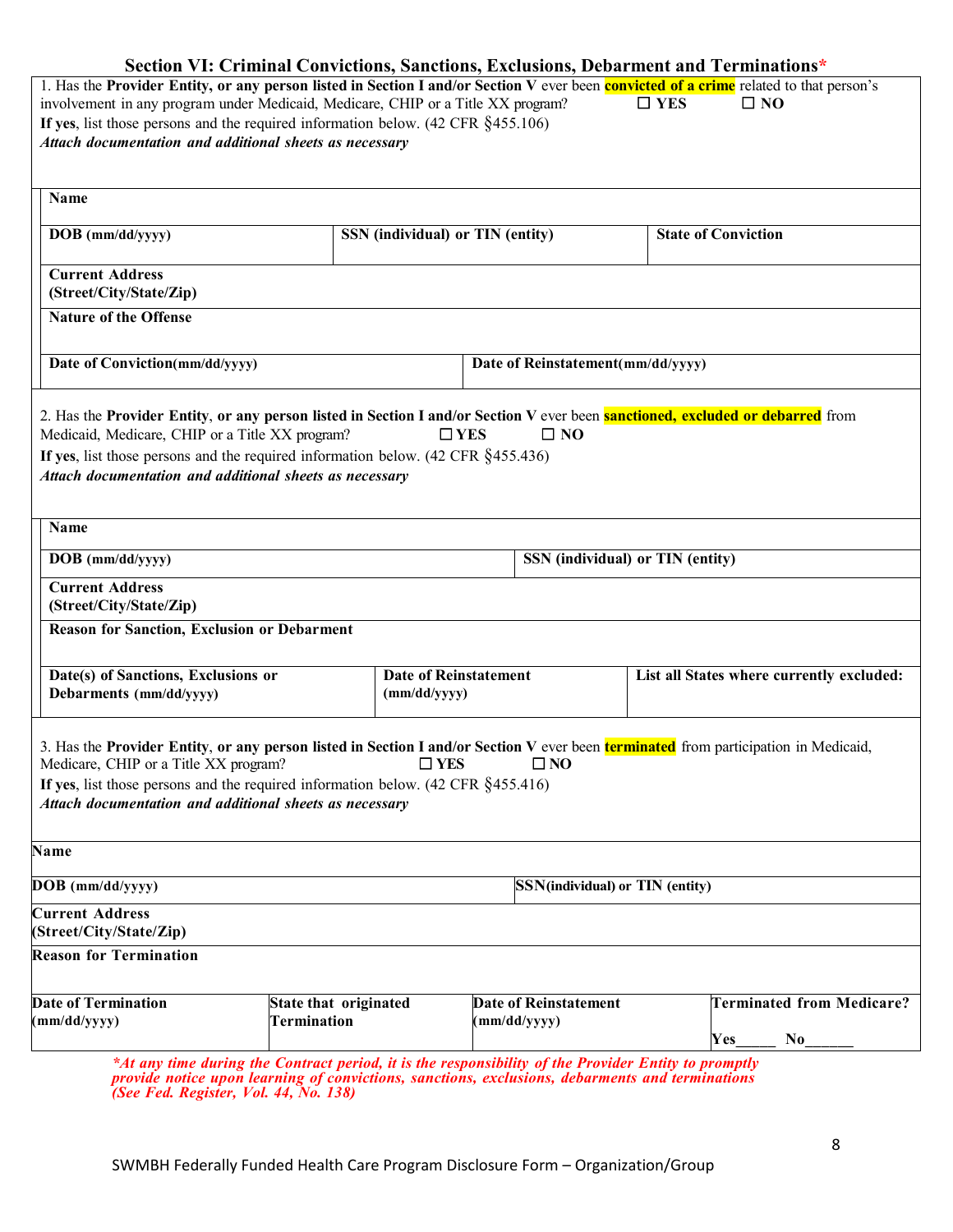## Section VI: Criminal Convictions, Sanctions, Exclusions, Debarment and Terminations*

1. Has the **Provider Entity, or any person listed in Section I and/or Section V** ever been **convicted of a crime** related to that person's involvement in any program under Medicaid, Medicare, CHIP or a Title XX program? ☐ **YES** ☐ **NO**

**If yes**, list those persons and the required information below. (42 CFR §455.106)

***Attach documentation and additional sheets as necessary***

| **Name** | | |
|---|---|---|
| **DOB (mm/dd/yyyy)** | **SSN (individual) or TIN (entity)** | **State of Conviction** |
| **Current Address (Street/City/State/Zip)** | | |
| **Nature of the Offense** | | |
| **Date of Conviction(mm/dd/yyyy)** | **Date of Reinstatement(mm/dd/yyyy)** | |

2. Has the **Provider Entity**, **or any person listed in Section I and/or Section V** ever been **sanctioned, excluded or debarred** from Medicaid, Medicare, CHIP or a Title XX program? ☐ **YES** ☐ **NO**

**If yes**, list those persons and the required information below. (42 CFR §455.436)

***Attach documentation and additional sheets as necessary***

| **Name** | | |
|---|---|---|
| **DOB (mm/dd/yyyy)** | **SSN (individual) or TIN (entity)** | |
| **Current Address (Street/City/State/Zip)** | | |
| **Reason for Sanction, Exclusion or Debarment** | | |
| **Date(s) of Sanctions, Exclusions or Debarments (mm/dd/yyyy)** | **Date of Reinstatement (mm/dd/yyyy)** | **List all States where currently excluded:** |

3. Has the **Provider Entity**, **or any person listed in Section I and/or Section V** ever been **terminated** from participation in Medicaid, Medicare, CHIP or a Title XX program? ☐ **YES** ☐ **NO**

**If yes**, list those persons and the required information below. (42 CFR §455.416)

***Attach documentation and additional sheets as necessary***

| **Name** | | | |
|---|---|---|---|
| **DOB (mm/dd/yyyy)** | | **SSN(individual) or TIN (entity)** | |
| **Current Address (Street/City/State/Zip)** | | | |
| **Reason for Termination** | | | |
| **Date of Termination (mm/dd/yyyy)** | **State that originated Termination** | **Date of Reinstatement (mm/dd/yyyy)** | **Terminated from Medicare?** Yes_____ No______ |

****At any time during the Contract period, it is the responsibility of the Provider Entity to promptly provide notice upon learning of convictions, sanctions, exclusions, debarments and terminations (See Fed. Register, Vol. 44, No. 138)***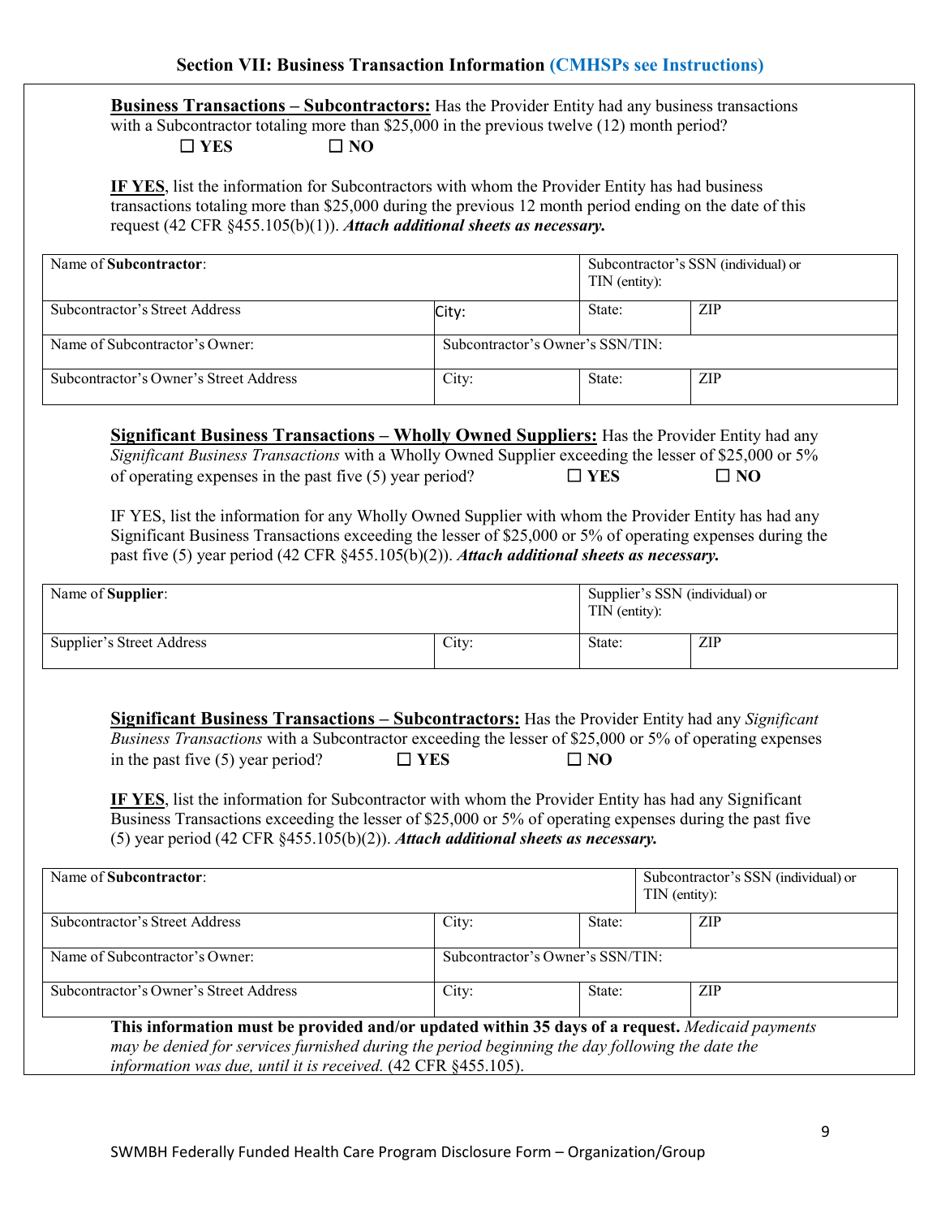## Section VII: Business Transaction Information (CMHSPs see Instructions)

**Business Transactions – Subcontractors:** Has the Provider Entity had any business transactions with a Subcontractor totaling more than $25,000 in the previous twelve (12) month period?

☐ **YES** ☐ **NO**

**IF YES**, list the information for Subcontractors with whom the Provider Entity has had business transactions totaling more than $25,000 during the previous 12 month period ending on the date of this request (42 CFR §455.105(b)(1)). ***Attach additional sheets as necessary.***

| Name of **Subcontractor**: | | Subcontractor's SSN (individual) or TIN (entity): | |
|---|---|---|---|
| Subcontractor's Street Address | City: | State: | ZIP |
| Name of Subcontractor's Owner: | Subcontractor's Owner's SSN/TIN: | | |
| Subcontractor's Owner's Street Address | City: | State: | ZIP |

**Significant Business Transactions – Wholly Owned Suppliers:** Has the Provider Entity had any *Significant Business Transactions* with a Wholly Owned Supplier exceeding the lesser of $25,000 or 5% of operating expenses in the past five (5) year period? ☐ **YES** ☐ **NO**

IF YES, list the information for any Wholly Owned Supplier with whom the Provider Entity has had any Significant Business Transactions exceeding the lesser of $25,000 or 5% of operating expenses during the past five (5) year period (42 CFR §455.105(b)(2)). ***Attach additional sheets as necessary.***

| Name of **Supplier**: | | Supplier's SSN (individual) or TIN (entity): | |
|---|---|---|---|
| Supplier's Street Address | City: | State: | ZIP |

**Significant Business Transactions – Subcontractors:** Has the Provider Entity had any *Significant Business Transactions* with a Subcontractor exceeding the lesser of $25,000 or 5% of operating expenses in the past five (5) year period? ☐ **YES** ☐ **NO**

**IF YES**, list the information for Subcontractor with whom the Provider Entity has had any Significant Business Transactions exceeding the lesser of $25,000 or 5% of operating expenses during the past five (5) year period (42 CFR §455.105(b)(2)). ***Attach additional sheets as necessary.***

| Name of **Subcontractor**: | | Subcontractor's SSN (individual) or TIN (entity): | |
|---|---|---|---|
| Subcontractor's Street Address | City: | State: | ZIP |
| Name of Subcontractor's Owner: | Subcontractor's Owner's SSN/TIN: | | |
| Subcontractor's Owner's Street Address | City: | State: | ZIP |

**This information must be provided and/or updated within 35 days of a request.** *Medicaid payments may be denied for services furnished during the period beginning the day following the date the information was due, until it is received.* (42 CFR §455.105).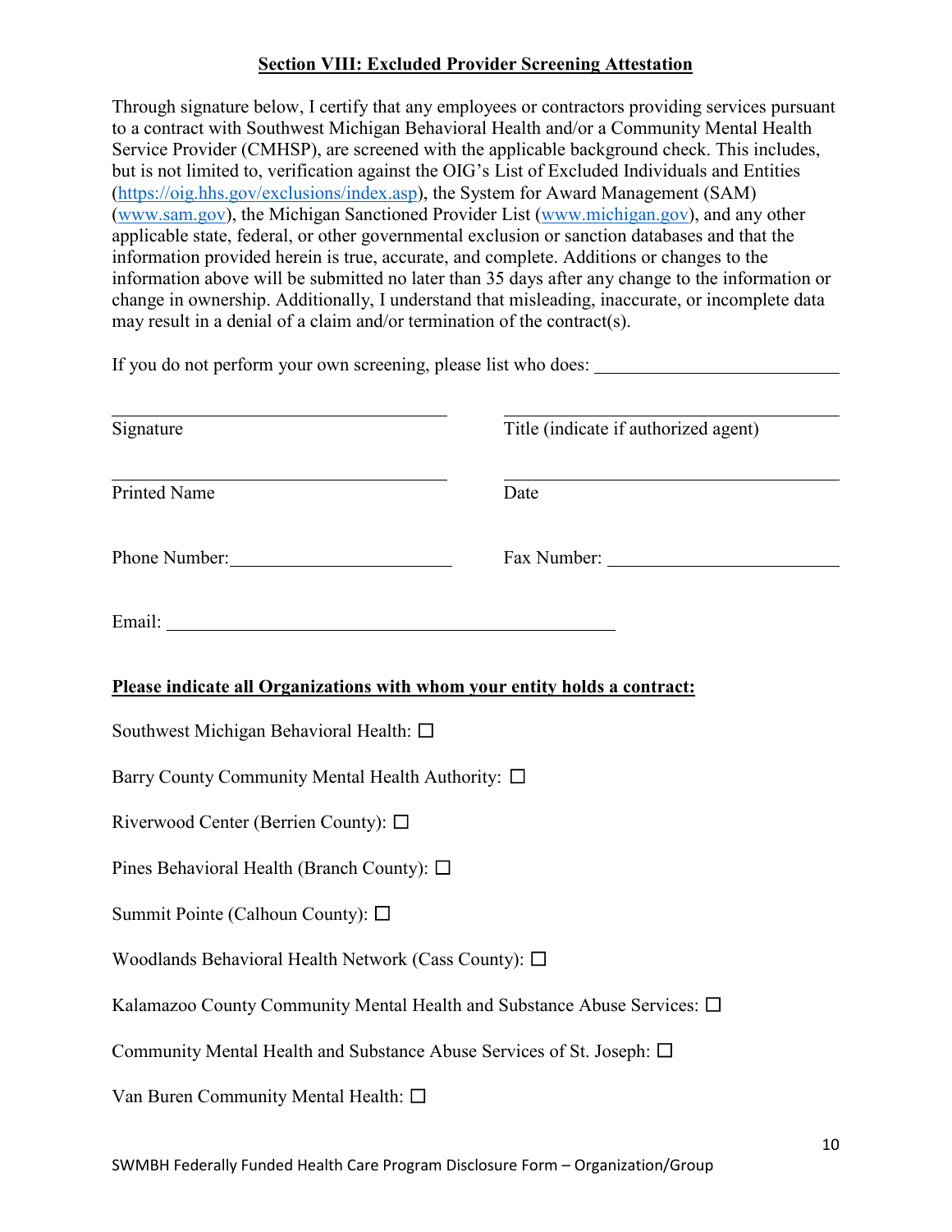## Section VIII: Excluded Provider Screening Attestation

Through signature below, I certify that any employees or contractors providing services pursuant to a contract with Southwest Michigan Behavioral Health and/or a Community Mental Health Service Provider (CMHSP), are screened with the applicable background check. This includes, but is not limited to, verification against the OIG's List of Excluded Individuals and Entities (https://oig.hhs.gov/exclusions/index.asp), the System for Award Management (SAM) (www.sam.gov), the Michigan Sanctioned Provider List (www.michigan.gov), and any other applicable state, federal, or other governmental exclusion or sanction databases and that the information provided herein is true, accurate, and complete. Additions or changes to the information above will be submitted no later than 35 days after any change to the information or change in ownership. Additionally, I understand that misleading, inaccurate, or incomplete data may result in a denial of a claim and/or termination of the contract(s).

If you do not perform your own screening, please list who does: ____________________________

| ______________________________ | ______________________________ |
|---|---|
| Signature | Title (indicate if authorized agent) |
| ______________________________ | ______________________________ |
| Printed Name | Date |

Phone Number: ________________________ Fax Number: ________________________

Email: ______________________________________________

**Please indicate all Organizations with whom your entity holds a contract:**

Southwest Michigan Behavioral Health: ☐

Barry County Community Mental Health Authority: ☐

Riverwood Center (Berrien County): ☐

Pines Behavioral Health (Branch County): ☐

Summit Pointe (Calhoun County): ☐

Woodlands Behavioral Health Network (Cass County): ☐

Kalamazoo County Community Mental Health and Substance Abuse Services: ☐

Community Mental Health and Substance Abuse Services of St. Joseph: ☐

Van Buren Community Mental Health: ☐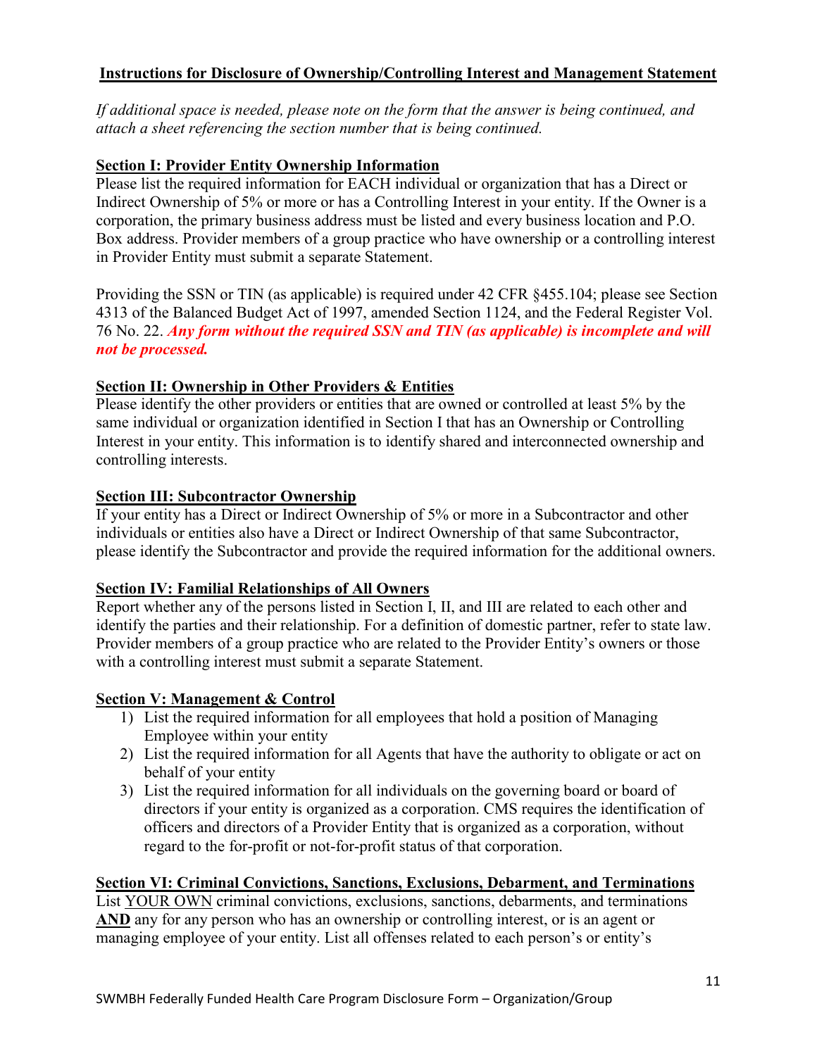## Instructions for Disclosure of Ownership/Controlling Interest and Management Statement

*If additional space is needed, please note on the form that the answer is being continued, and attach a sheet referencing the section number that is being continued.*

### Section I: Provider Entity Ownership Information

Please list the required information for EACH individual or organization that has a Direct or Indirect Ownership of 5% or more or has a Controlling Interest in your entity. If the Owner is a corporation, the primary business address must be listed and every business location and P.O. Box address. Provider members of a group practice who have ownership or a controlling interest in Provider Entity must submit a separate Statement.

Providing the SSN or TIN (as applicable) is required under 42 CFR §455.104; please see Section 4313 of the Balanced Budget Act of 1997, amended Section 1124, and the Federal Register Vol. 76 No. 22. ***Any form without the required SSN and TIN (as applicable) is incomplete and will not be processed.***

### Section II: Ownership in Other Providers & Entities

Please identify the other providers or entities that are owned or controlled at least 5% by the same individual or organization identified in Section I that has an Ownership or Controlling Interest in your entity. This information is to identify shared and interconnected ownership and controlling interests.

### Section III: Subcontractor Ownership

If your entity has a Direct or Indirect Ownership of 5% or more in a Subcontractor and other individuals or entities also have a Direct or Indirect Ownership of that same Subcontractor, please identify the Subcontractor and provide the required information for the additional owners.

### Section IV: Familial Relationships of All Owners

Report whether any of the persons listed in Section I, II, and III are related to each other and identify the parties and their relationship. For a definition of domestic partner, refer to state law. Provider members of a group practice who are related to the Provider Entity's owners or those with a controlling interest must submit a separate Statement.

### Section V: Management & Control

1) List the required information for all employees that hold a position of Managing Employee within your entity
2) List the required information for all Agents that have the authority to obligate or act on behalf of your entity
3) List the required information for all individuals on the governing board or board of directors if your entity is organized as a corporation. CMS requires the identification of officers and directors of a Provider Entity that is organized as a corporation, without regard to the for-profit or not-for-profit status of that corporation.

### Section VI: Criminal Convictions, Sanctions, Exclusions, Debarment, and Terminations

List YOUR OWN criminal convictions, exclusions, sanctions, debarments, and terminations **AND** any for any person who has an ownership or controlling interest, or is an agent or managing employee of your entity. List all offenses related to each person's or entity's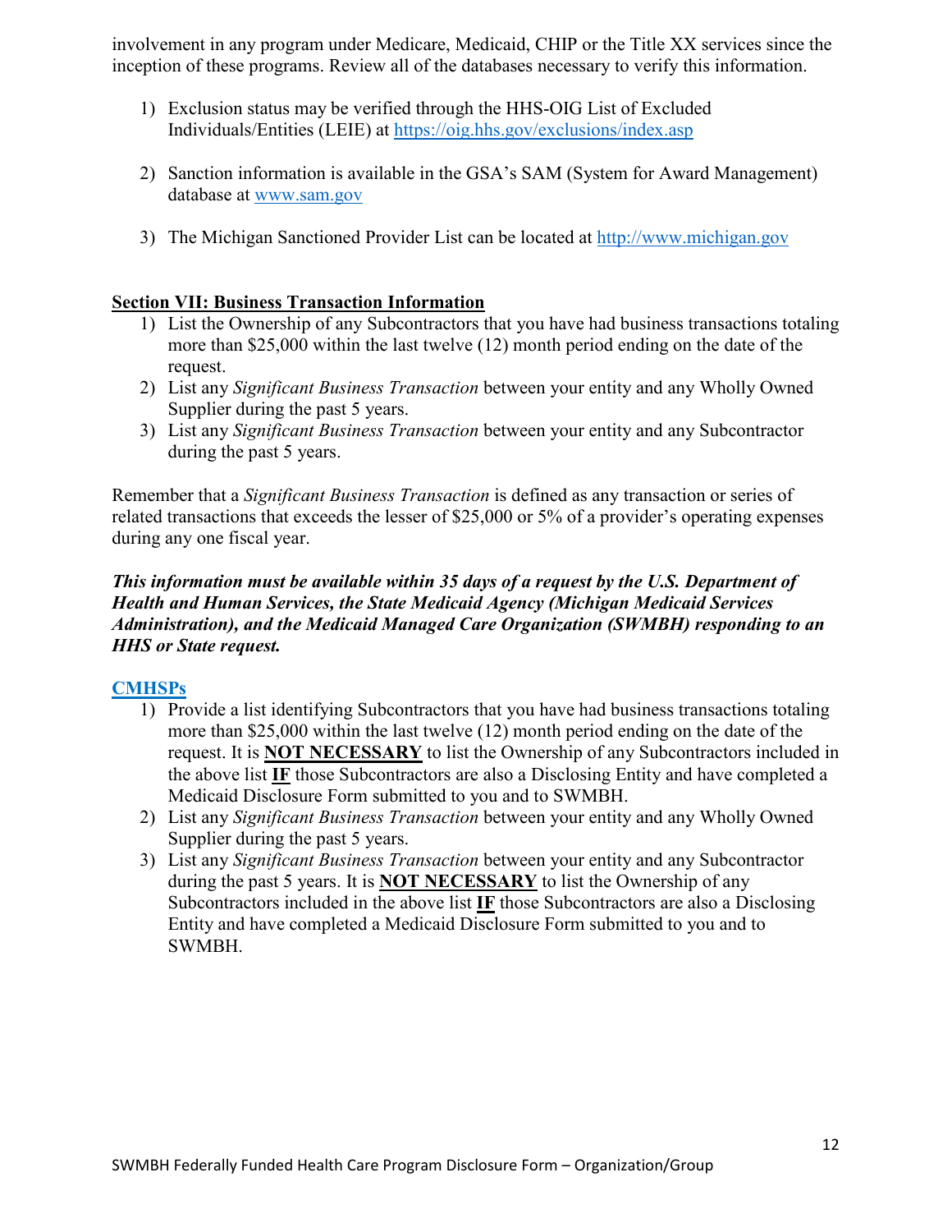involvement in any program under Medicare, Medicaid, CHIP or the Title XX services since the inception of these programs. Review all of the databases necessary to verify this information.

1) Exclusion status may be verified through the HHS-OIG List of Excluded Individuals/Entities (LEIE) at [https://oig.hhs.gov/exclusions/index.asp](https://oig.hhs.gov/exclusions/index.asp)

2) Sanction information is available in the GSA's SAM (System for Award Management) database at [www.sam.gov](www.sam.gov)

3) The Michigan Sanctioned Provider List can be located at [http://www.michigan.gov](http://www.michigan.gov)

**Section VII: Business Transaction Information**

1) List the Ownership of any Subcontractors that you have had business transactions totaling more than $25,000 within the last twelve (12) month period ending on the date of the request.
2) List any *Significant Business Transaction* between your entity and any Wholly Owned Supplier during the past 5 years.
3) List any *Significant Business Transaction* between your entity and any Subcontractor during the past 5 years.

Remember that a *Significant Business Transaction* is defined as any transaction or series of related transactions that exceeds the lesser of $25,000 or 5% of a provider's operating expenses during any one fiscal year.

***This information must be available within 35 days of a request by the U.S. Department of Health and Human Services, the State Medicaid Agency (Michigan Medicaid Services Administration), and the Medicaid Managed Care Organization (SWMBH) responding to an HHS or State request.***

**CMHSPs**

1) Provide a list identifying Subcontractors that you have had business transactions totaling more than $25,000 within the last twelve (12) month period ending on the date of the request. It is **NOT NECESSARY** to list the Ownership of any Subcontractors included in the above list **IF** those Subcontractors are also a Disclosing Entity and have completed a Medicaid Disclosure Form submitted to you and to SWMBH.
2) List any *Significant Business Transaction* between your entity and any Wholly Owned Supplier during the past 5 years.
3) List any *Significant Business Transaction* between your entity and any Subcontractor during the past 5 years. It is **NOT NECESSARY** to list the Ownership of any Subcontractors included in the above list **IF** those Subcontractors are also a Disclosing Entity and have completed a Medicaid Disclosure Form submitted to you and to SWMBH.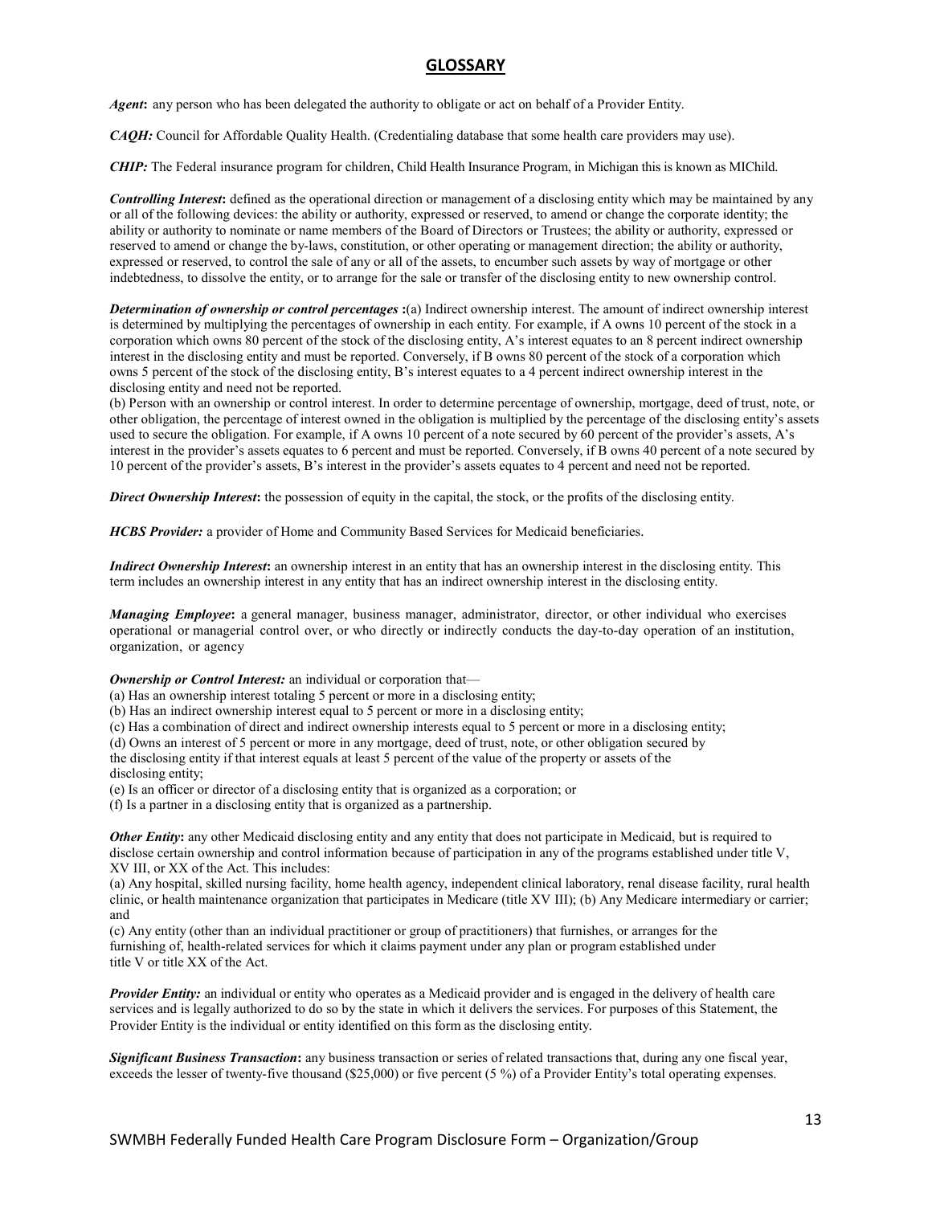# GLOSSARY

***Agent*:** any person who has been delegated the authority to obligate or act on behalf of a Provider Entity.

***CAQH:*** Council for Affordable Quality Health. (Credentialing database that some health care providers may use).

***CHIP:*** The Federal insurance program for children, Child Health Insurance Program, in Michigan this is known as MIChild.

***Controlling Interest*:** defined as the operational direction or management of a disclosing entity which may be maintained by any or all of the following devices: the ability or authority, expressed or reserved, to amend or change the corporate identity; the ability or authority to nominate or name members of the Board of Directors or Trustees; the ability or authority, expressed or reserved to amend or change the by-laws, constitution, or other operating or management direction; the ability or authority, expressed or reserved, to control the sale of any or all of the assets, to encumber such assets by way of mortgage or other indebtedness, to dissolve the entity, or to arrange for the sale or transfer of the disclosing entity to new ownership control.

***Determination of ownership or control percentages*** **:**(a) Indirect ownership interest. The amount of indirect ownership interest is determined by multiplying the percentages of ownership in each entity. For example, if A owns 10 percent of the stock in a corporation which owns 80 percent of the stock of the disclosing entity, A's interest equates to an 8 percent indirect ownership interest in the disclosing entity and must be reported. Conversely, if B owns 80 percent of the stock of a corporation which owns 5 percent of the stock of the disclosing entity, B's interest equates to a 4 percent indirect ownership interest in the disclosing entity and need not be reported.

(b) Person with an ownership or control interest. In order to determine percentage of ownership, mortgage, deed of trust, note, or other obligation, the percentage of interest owned in the obligation is multiplied by the percentage of the disclosing entity's assets used to secure the obligation. For example, if A owns 10 percent of a note secured by 60 percent of the provider's assets, A's interest in the provider's assets equates to 6 percent and must be reported. Conversely, if B owns 40 percent of a note secured by 10 percent of the provider's assets, B's interest in the provider's assets equates to 4 percent and need not be reported.

***Direct Ownership Interest*:** the possession of equity in the capital, the stock, or the profits of the disclosing entity.

***HCBS Provider:*** a provider of Home and Community Based Services for Medicaid beneficiaries.

***Indirect Ownership Interest*:** an ownership interest in an entity that has an ownership interest in the disclosing entity. This term includes an ownership interest in any entity that has an indirect ownership interest in the disclosing entity.

***Managing Employee*:** a general manager, business manager, administrator, director, or other individual who exercises operational or managerial control over, or who directly or indirectly conducts the day-to-day operation of an institution, organization, or agency

***Ownership or Control Interest:*** an individual or corporation that—

(a) Has an ownership interest totaling 5 percent or more in a disclosing entity;
(b) Has an indirect ownership interest equal to 5 percent or more in a disclosing entity;
(c) Has a combination of direct and indirect ownership interests equal to 5 percent or more in a disclosing entity;
(d) Owns an interest of 5 percent or more in any mortgage, deed of trust, note, or other obligation secured by the disclosing entity if that interest equals at least 5 percent of the value of the property or assets of the disclosing entity;
(e) Is an officer or director of a disclosing entity that is organized as a corporation; or
(f) Is a partner in a disclosing entity that is organized as a partnership.

***Other Entity*:** any other Medicaid disclosing entity and any entity that does not participate in Medicaid, but is required to disclose certain ownership and control information because of participation in any of the programs established under title V, XV III, or XX of the Act. This includes:

(a) Any hospital, skilled nursing facility, home health agency, independent clinical laboratory, renal disease facility, rural health clinic, or health maintenance organization that participates in Medicare (title XV III); (b) Any Medicare intermediary or carrier; and

(c) Any entity (other than an individual practitioner or group of practitioners) that furnishes, or arranges for the furnishing of, health-related services for which it claims payment under any plan or program established under title V or title XX of the Act.

***Provider Entity:*** an individual or entity who operates as a Medicaid provider and is engaged in the delivery of health care services and is legally authorized to do so by the state in which it delivers the services. For purposes of this Statement, the Provider Entity is the individual or entity identified on this form as the disclosing entity.

***Significant Business Transaction*:** any business transaction or series of related transactions that, during any one fiscal year, exceeds the lesser of twenty-five thousand ($25,000) or five percent (5 %) of a Provider Entity's total operating expenses.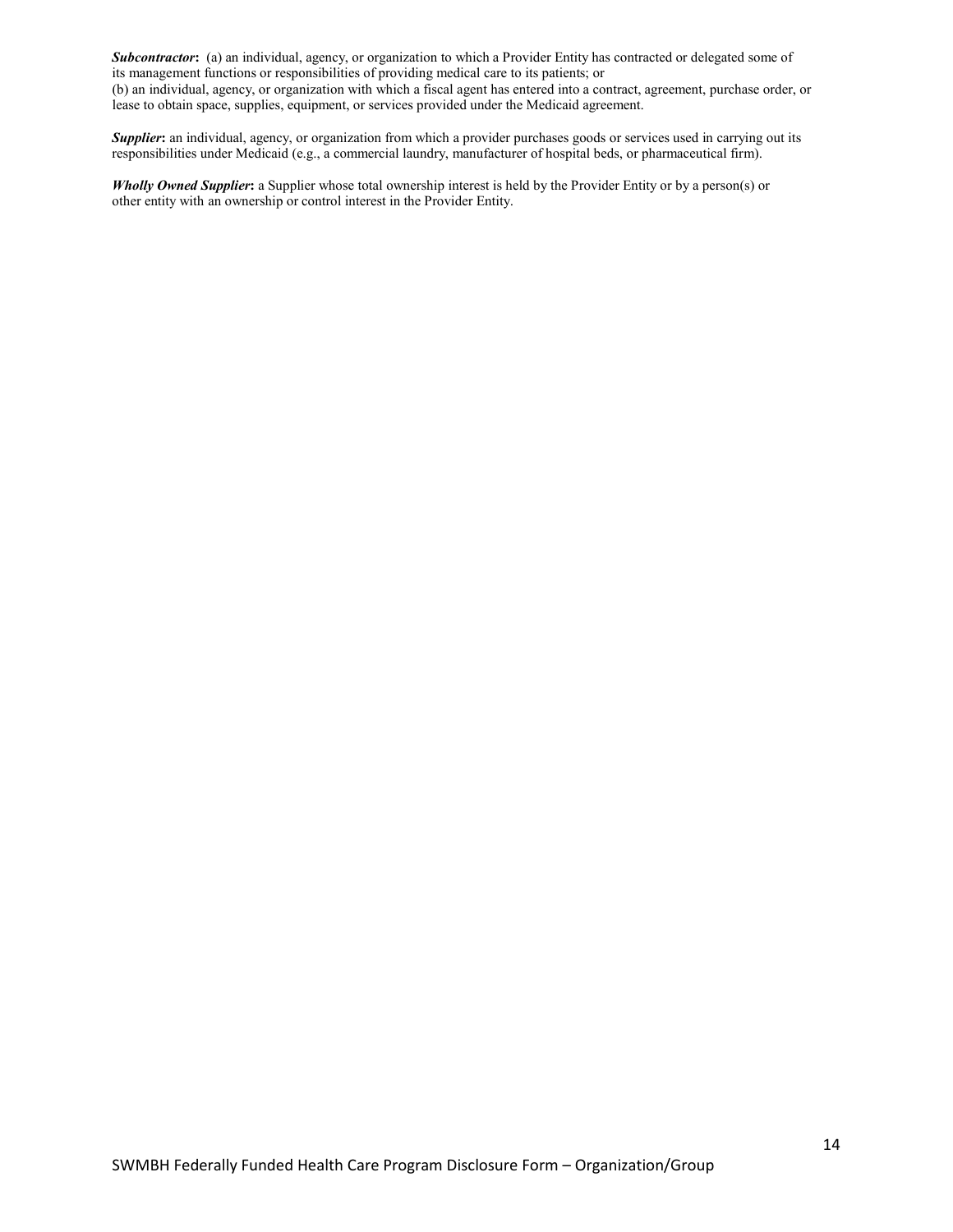***Subcontractor*:** (a) an individual, agency, or organization to which a Provider Entity has contracted or delegated some of its management functions or responsibilities of providing medical care to its patients; or
(b) an individual, agency, or organization with which a fiscal agent has entered into a contract, agreement, purchase order, or lease to obtain space, supplies, equipment, or services provided under the Medicaid agreement.

***Supplier*:** an individual, agency, or organization from which a provider purchases goods or services used in carrying out its responsibilities under Medicaid (e.g., a commercial laundry, manufacturer of hospital beds, or pharmaceutical firm).

***Wholly Owned Supplier*:** a Supplier whose total ownership interest is held by the Provider Entity or by a person(s) or other entity with an ownership or control interest in the Provider Entity.